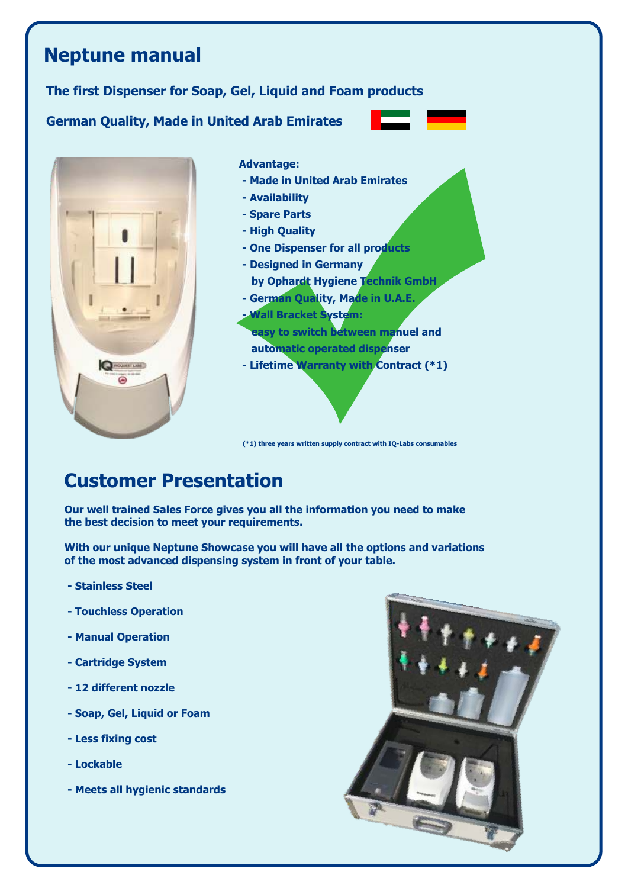# Neptune manual

**The first Dispenser for Soap, Gel, Liquid and Foam products**

**German Quality, Made in United Arab Emirates**

**Advantage:**

- Made in United Arab Emirates
- Availability
- Spare Parts
- High Quality
- One Dispenser for all products
- Designed in Germany
  by Ophardt Hygiene Technik GmbH
- German Quality, Made in U.A.E.
- Wall Bracket System:
  easy to switch between manuel and
  automatic operated dispenser
- Lifetime Warranty with Contract (*1)

(*1) three years written supply contract with IQ-Labs consumables

## Customer Presentation

**Our well trained Sales Force gives you all the information you need to make the best decision to meet your requirements.**

**With our unique Neptune Showcase you will have all the options and variations of the most advanced dispensing system in front of your table.**

- Stainless Steel
- Touchless Operation
- Manual Operation
- Cartridge System
- 12 different nozzle
- Soap, Gel, Liquid or Foam
- Less fixing cost
- Lockable
- Meets all hygienic standards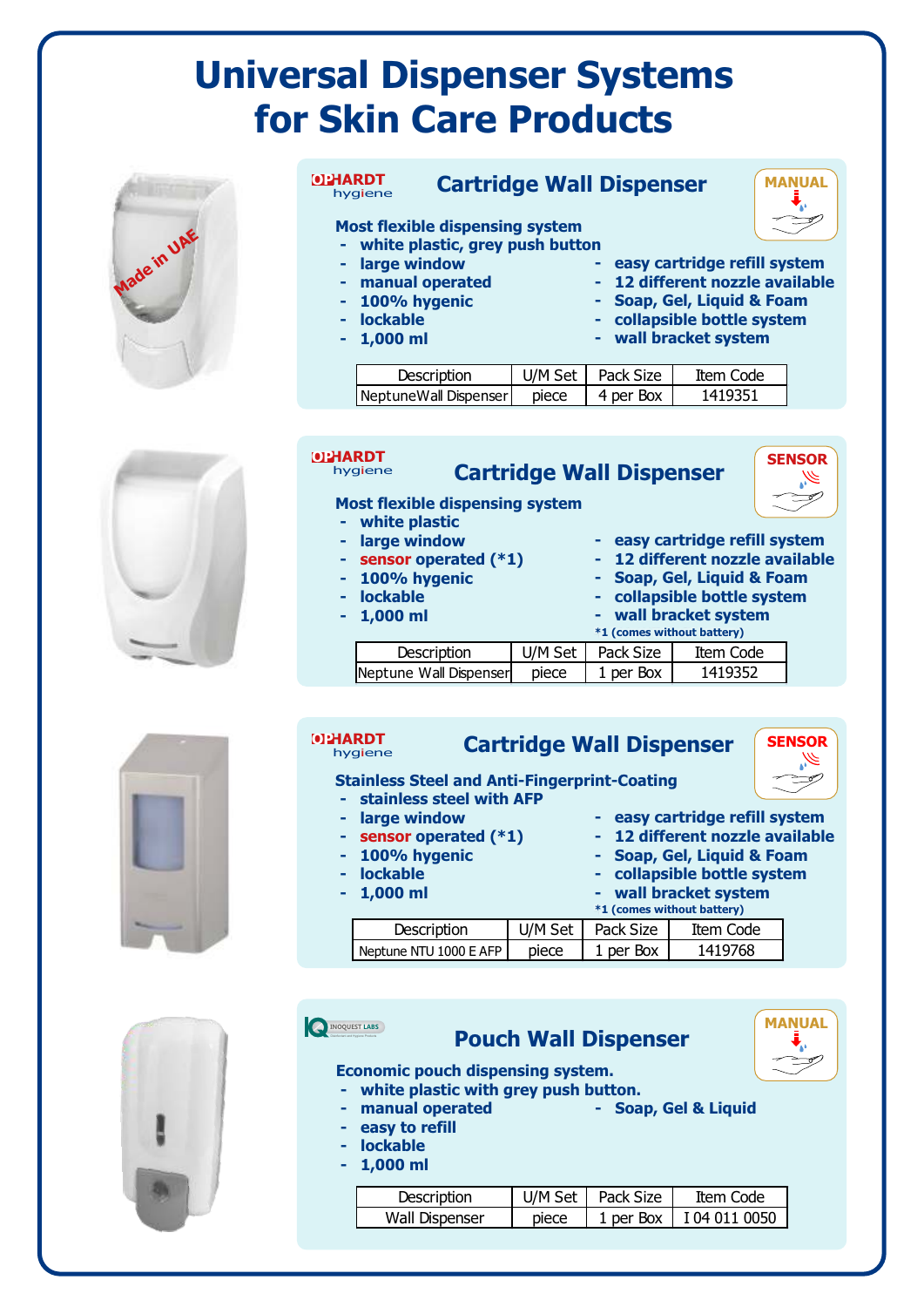# Universal Dispenser Systems for Skin Care Products

Made in UAE

## OPHARDT hygiene — Cartridge Wall Dispenser

MANUAL

**Most flexible dispensing system**

- white plastic, grey push button
- large window
- manual operated
- 100% hygenic
- lockable
- 1,000 ml
- easy cartridge refill system
- 12 different nozzle available
- Soap, Gel, Liquid & Foam
- collapsible bottle system
- wall bracket system

| Description | U/M Set | Pack Size | Item Code |
|---|---|---|---|
| NeptuneWall Dispenser | piece | 4 per Box | 1419351 |

## OPHARDT hygiene — Cartridge Wall Dispenser

SENSOR

**Most flexible dispensing system**

- white plastic
- large window
- sensor operated (*1)
- 100% hygenic
- lockable
- 1,000 ml
- easy cartridge refill system
- 12 different nozzle available
- Soap, Gel, Liquid & Foam
- collapsible bottle system
- wall bracket system

*1 (comes without battery)

| Description | U/M Set | Pack Size | Item Code |
|---|---|---|---|
| Neptune Wall Dispenser | piece | 1 per Box | 1419352 |

## OPHARDT hygiene — Cartridge Wall Dispenser

SENSOR

**Stainless Steel and Anti-Fingerprint-Coating**

- stainless steel with AFP
- large window
- sensor operated (*1)
- 100% hygenic
- lockable
- 1,000 ml
- easy cartridge refill system
- 12 different nozzle available
- Soap, Gel, Liquid & Foam
- collapsible bottle system
- wall bracket system

*1 (comes without battery)

| Description | U/M Set | Pack Size | Item Code |
|---|---|---|---|
| Neptune NTU 1000 E AFP | piece | 1 per Box | 1419768 |

## IQ INOQUEST LABS — Pouch Wall Dispenser

MANUAL

**Economic pouch dispensing system.**

- white plastic with grey push button.
- manual operated
- easy to refill
- lockable
- 1,000 ml
- Soap, Gel & Liquid

| Description | U/M Set | Pack Size | Item Code |
|---|---|---|---|
| Wall Dispenser | piece | 1 per Box | I 04 011 0050 |